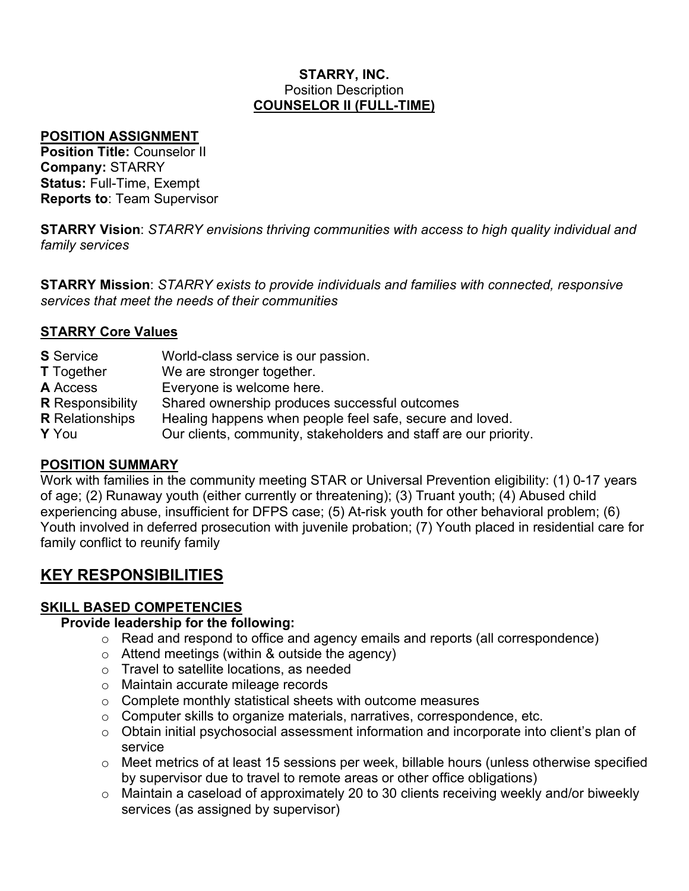**STARRY, INC.**
Position Description
**COUNSELOR II (FULL-TIME)**

## POSITION ASSIGNMENT

**Position Title:** Counselor II
**Company:** STARRY
**Status:** Full-Time, Exempt
**Reports to**: Team Supervisor

**STARRY Vision**: *STARRY envisions thriving communities with access to high quality individual and family services*

**STARRY Mission**: *STARRY exists to provide individuals and families with connected, responsive services that meet the needs of their communities*

## STARRY Core Values

| | |
|---|---|
| **S** Service | World-class service is our passion. |
| **T** Together | We are stronger together. |
| **A** Access | Everyone is welcome here. |
| **R** Responsibility | Shared ownership produces successful outcomes |
| **R** Relationships | Healing happens when people feel safe, secure and loved. |
| **Y** You | Our clients, community, stakeholders and staff are our priority. |

## POSITION SUMMARY

Work with families in the community meeting STAR or Universal Prevention eligibility: (1) 0-17 years of age; (2) Runaway youth (either currently or threatening); (3) Truant youth; (4) Abused child experiencing abuse, insufficient for DFPS case; (5) At-risk youth for other behavioral problem; (6) Youth involved in deferred prosecution with juvenile probation; (7) Youth placed in residential care for family conflict to reunify family

# KEY RESPONSIBILITIES

## SKILL BASED COMPETENCIES

**Provide leadership for the following:**

- Read and respond to office and agency emails and reports (all correspondence)
- Attend meetings (within & outside the agency)
- Travel to satellite locations, as needed
- Maintain accurate mileage records
- Complete monthly statistical sheets with outcome measures
- Computer skills to organize materials, narratives, correspondence, etc.
- Obtain initial psychosocial assessment information and incorporate into client's plan of service
- Meet metrics of at least 15 sessions per week, billable hours (unless otherwise specified by supervisor due to travel to remote areas or other office obligations)
- Maintain a caseload of approximately 20 to 30 clients receiving weekly and/or biweekly services (as assigned by supervisor)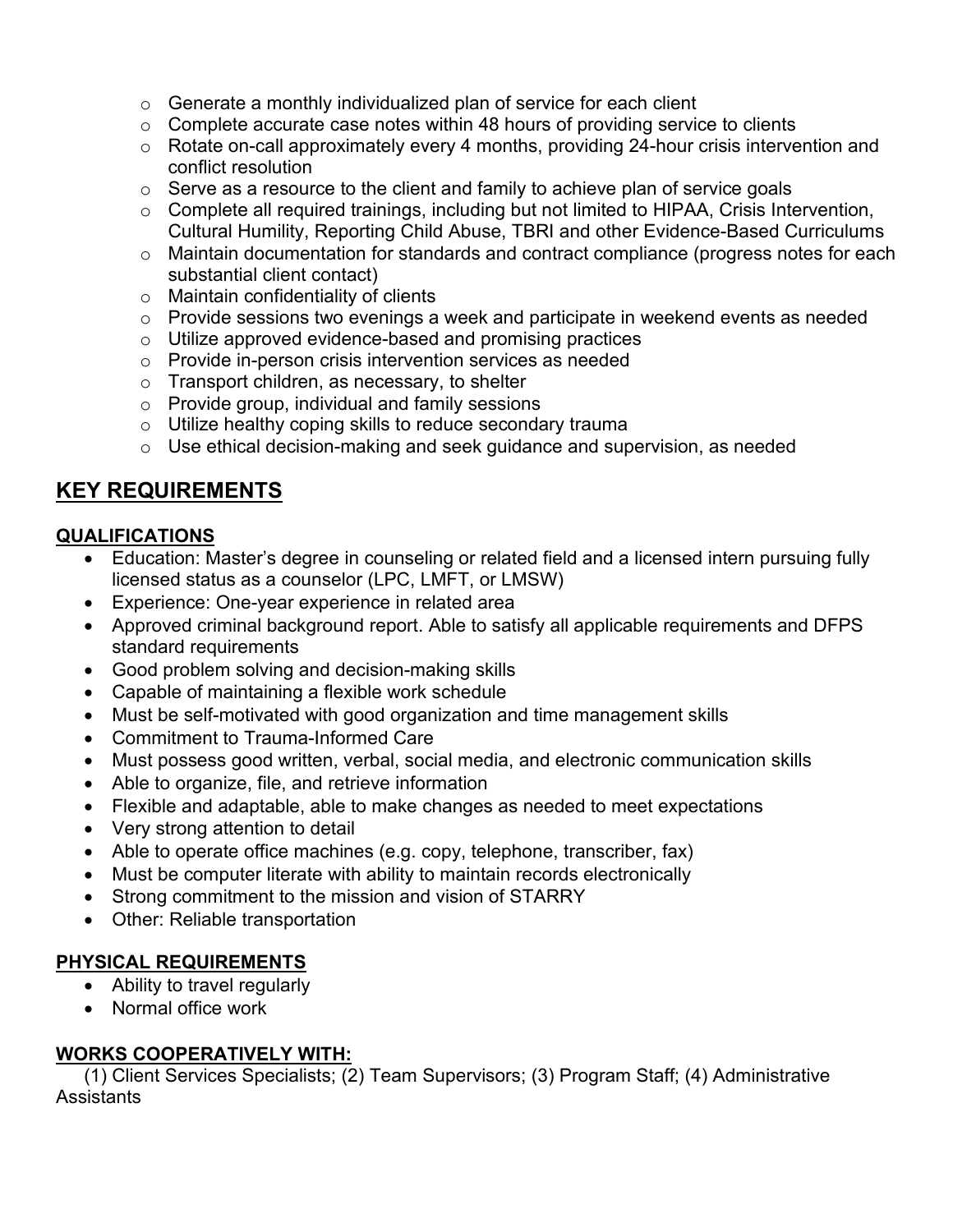- Generate a monthly individualized plan of service for each client
- Complete accurate case notes within 48 hours of providing service to clients
- Rotate on-call approximately every 4 months, providing 24-hour crisis intervention and conflict resolution
- Serve as a resource to the client and family to achieve plan of service goals
- Complete all required trainings, including but not limited to HIPAA, Crisis Intervention, Cultural Humility, Reporting Child Abuse, TBRI and other Evidence-Based Curriculums
- Maintain documentation for standards and contract compliance (progress notes for each substantial client contact)
- Maintain confidentiality of clients
- Provide sessions two evenings a week and participate in weekend events as needed
- Utilize approved evidence-based and promising practices
- Provide in-person crisis intervention services as needed
- Transport children, as necessary, to shelter
- Provide group, individual and family sessions
- Utilize healthy coping skills to reduce secondary trauma
- Use ethical decision-making and seek guidance and supervision, as needed

## KEY REQUIREMENTS

### QUALIFICATIONS

- Education: Master's degree in counseling or related field and a licensed intern pursuing fully licensed status as a counselor (LPC, LMFT, or LMSW)
- Experience: One-year experience in related area
- Approved criminal background report. Able to satisfy all applicable requirements and DFPS standard requirements
- Good problem solving and decision-making skills
- Capable of maintaining a flexible work schedule
- Must be self-motivated with good organization and time management skills
- Commitment to Trauma-Informed Care
- Must possess good written, verbal, social media, and electronic communication skills
- Able to organize, file, and retrieve information
- Flexible and adaptable, able to make changes as needed to meet expectations
- Very strong attention to detail
- Able to operate office machines (e.g. copy, telephone, transcriber, fax)
- Must be computer literate with ability to maintain records electronically
- Strong commitment to the mission and vision of STARRY
- Other: Reliable transportation

### PHYSICAL REQUIREMENTS

- Ability to travel regularly
- Normal office work

### WORKS COOPERATIVELY WITH:

(1) Client Services Specialists; (2) Team Supervisors; (3) Program Staff; (4) Administrative Assistants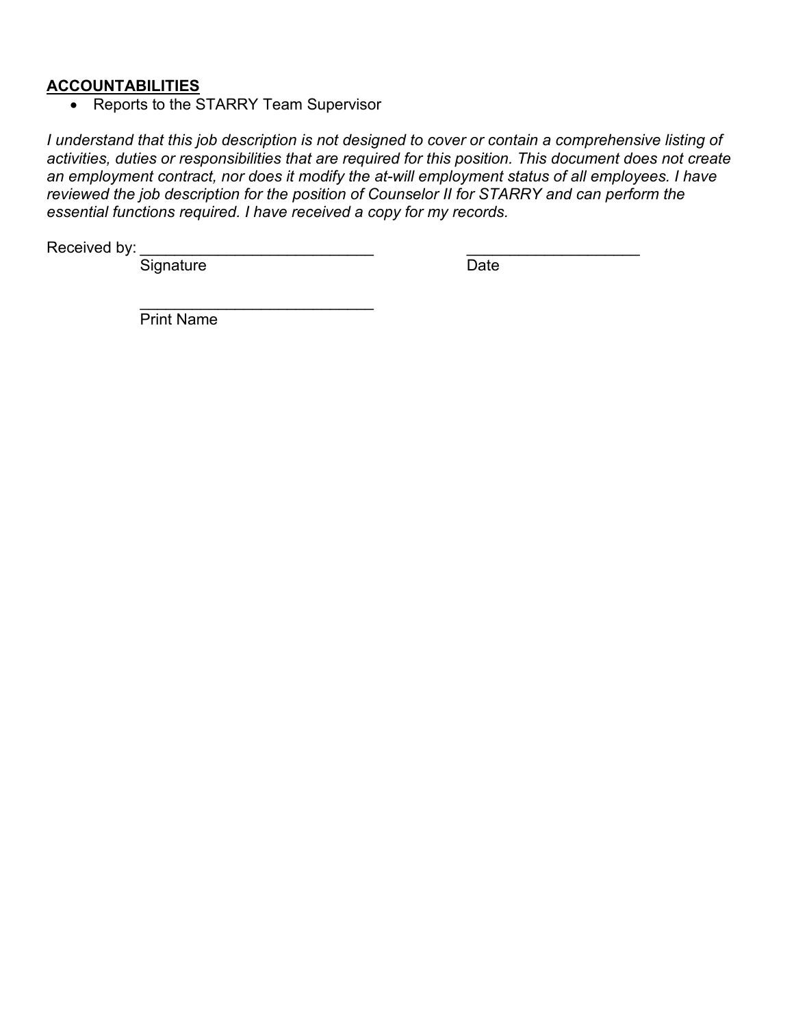**ACCOUNTABILITIES**

- Reports to the STARRY Team Supervisor

*I understand that this job description is not designed to cover or contain a comprehensive listing of activities, duties or responsibilities that are required for this position. This document does not create an employment contract, nor does it modify the at-will employment status of all employees. I have reviewed the job description for the position of Counselor II for STARRY and can perform the essential functions required. I have received a copy for my records.*

Received by: ___________________________ ____________________

Signature Date

___________________________

Print Name